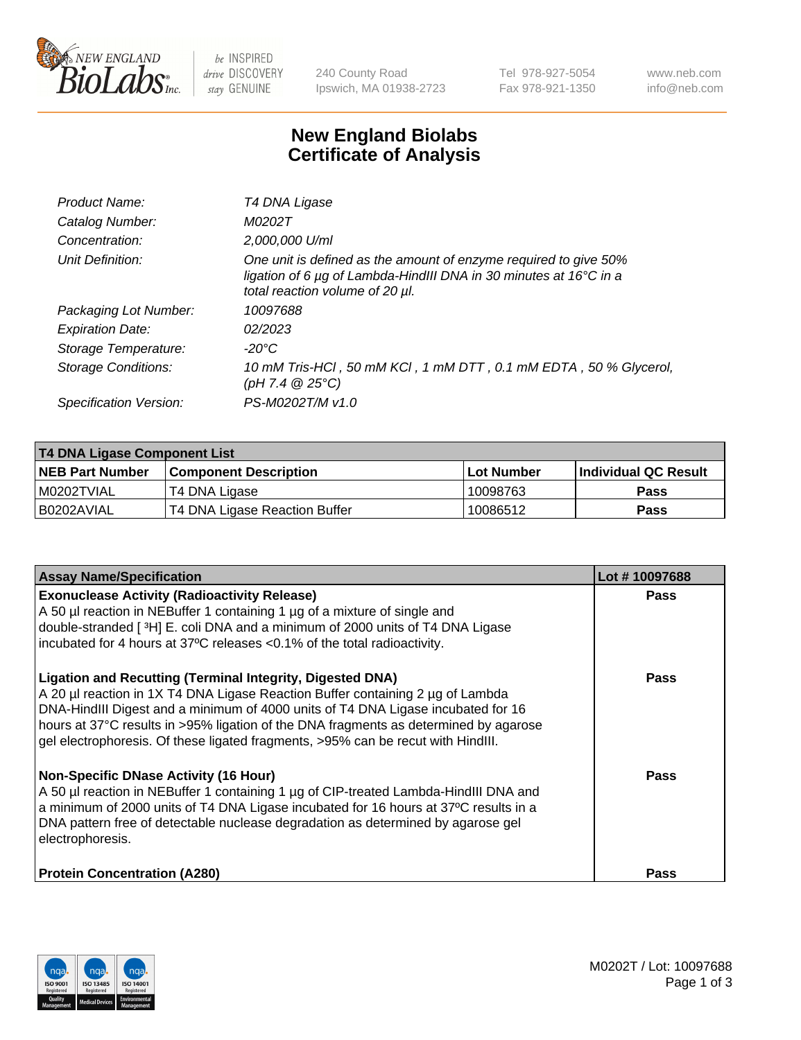# New England Biolabs Certificate of Analysis

| | |
|---|---|
| *Product Name:* | *T4 DNA Ligase* |
| *Catalog Number:* | *M0202T* |
| *Concentration:* | *2,000,000 U/ml* |
| *Unit Definition:* | *One unit is defined as the amount of enzyme required to give 50% ligation of 6 µg of Lambda-HindIII DNA in 30 minutes at 16°C in a total reaction volume of 20 µl.* |
| *Packaging Lot Number:* | *10097688* |
| *Expiration Date:* | *02/2023* |
| *Storage Temperature:* | *-20°C* |
| *Storage Conditions:* | *10 mM Tris-HCl , 50 mM KCl , 1 mM DTT , 0.1 mM EDTA , 50 % Glycerol, (pH 7.4 @ 25°C)* |
| *Specification Version:* | *PS-M0202T/M v1.0* |

| **T4 DNA Ligase Component List** | | | |
|---|---|---|---|
| **NEB Part Number** | **Component Description** | **Lot Number** | **Individual QC Result** |
| M0202TVIAL | T4 DNA Ligase | 10098763 | **Pass** |
| B0202AVIAL | T4 DNA Ligase Reaction Buffer | 10086512 | **Pass** |

| **Assay Name/Specification** | **Lot # 10097688** |
|---|---|
| **Exonuclease Activity (Radioactivity Release)**<br>A 50 µl reaction in NEBuffer 1 containing 1 µg of a mixture of single and double-stranded [ $^3$H] E. coli DNA and a minimum of 2000 units of T4 DNA Ligase incubated for 4 hours at 37ºC releases <0.1% of the total radioactivity. | **Pass** |
| **Ligation and Recutting (Terminal Integrity, Digested DNA)**<br>A 20 µl reaction in 1X T4 DNA Ligase Reaction Buffer containing 2 µg of Lambda DNA-HindIII Digest and a minimum of 4000 units of T4 DNA Ligase incubated for 16 hours at 37°C results in >95% ligation of the DNA fragments as determined by agarose gel electrophoresis. Of these ligated fragments, >95% can be recut with HindIII. | **Pass** |
| **Non-Specific DNase Activity (16 Hour)**<br>A 50 µl reaction in NEBuffer 1 containing 1 µg of CIP-treated Lambda-HindIII DNA and a minimum of 2000 units of T4 DNA Ligase incubated for 16 hours at 37ºC results in a DNA pattern free of detectable nuclease degradation as determined by agarose gel electrophoresis. | **Pass** |
| **Protein Concentration (A280)** | **Pass** |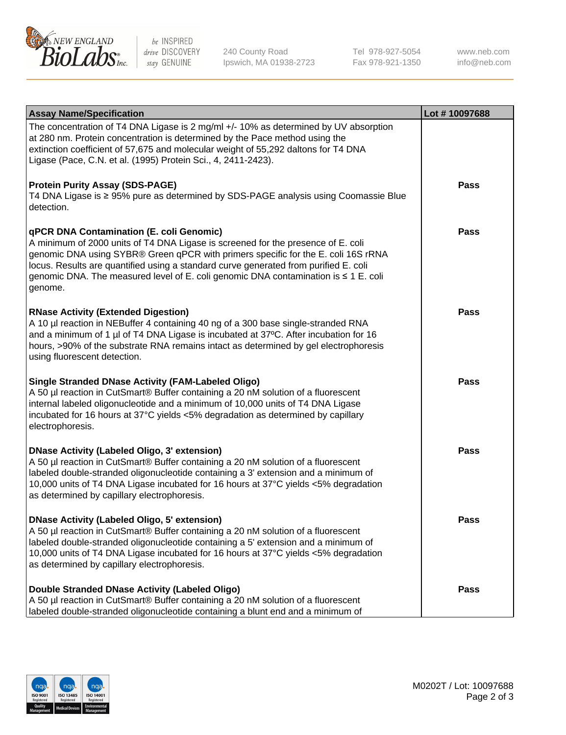| Assay Name/Specification | Lot # 10097688 |
| --- | --- |
| The concentration of T4 DNA Ligase is 2 mg/ml +/- 10% as determined by UV absorption at 280 nm. Protein concentration is determined by the Pace method using the extinction coefficient of 57,675 and molecular weight of 55,292 daltons for T4 DNA Ligase (Pace, C.N. et al. (1995) Protein Sci., 4, 2411-2423). | |
| **Protein Purity Assay (SDS-PAGE)**<br>T4 DNA Ligase is ≥ 95% pure as determined by SDS-PAGE analysis using Coomassie Blue detection. | **Pass** |
| **qPCR DNA Contamination (E. coli Genomic)**<br>A minimum of 2000 units of T4 DNA Ligase is screened for the presence of E. coli genomic DNA using SYBR® Green qPCR with primers specific for the E. coli 16S rRNA locus. Results are quantified using a standard curve generated from purified E. coli genomic DNA. The measured level of E. coli genomic DNA contamination is ≤ 1 E. coli genome. | **Pass** |
| **RNase Activity (Extended Digestion)**<br>A 10 µl reaction in NEBuffer 4 containing 40 ng of a 300 base single-stranded RNA and a minimum of 1 µl of T4 DNA Ligase is incubated at 37ºC. After incubation for 16 hours, >90% of the substrate RNA remains intact as determined by gel electrophoresis using fluorescent detection. | **Pass** |
| **Single Stranded DNase Activity (FAM-Labeled Oligo)**<br>A 50 µl reaction in CutSmart® Buffer containing a 20 nM solution of a fluorescent internal labeled oligonucleotide and a minimum of 10,000 units of T4 DNA Ligase incubated for 16 hours at 37°C yields <5% degradation as determined by capillary electrophoresis. | **Pass** |
| **DNase Activity (Labeled Oligo, 3' extension)**<br>A 50 µl reaction in CutSmart® Buffer containing a 20 nM solution of a fluorescent labeled double-stranded oligonucleotide containing a 3' extension and a minimum of 10,000 units of T4 DNA Ligase incubated for 16 hours at 37°C yields <5% degradation as determined by capillary electrophoresis. | **Pass** |
| **DNase Activity (Labeled Oligo, 5' extension)**<br>A 50 µl reaction in CutSmart® Buffer containing a 20 nM solution of a fluorescent labeled double-stranded oligonucleotide containing a 5' extension and a minimum of 10,000 units of T4 DNA Ligase incubated for 16 hours at 37°C yields <5% degradation as determined by capillary electrophoresis. | **Pass** |
| **Double Stranded DNase Activity (Labeled Oligo)**<br>A 50 µl reaction in CutSmart® Buffer containing a 20 nM solution of a fluorescent labeled double-stranded oligonucleotide containing a blunt end and a minimum of | **Pass** |

M0202T / Lot: 10097688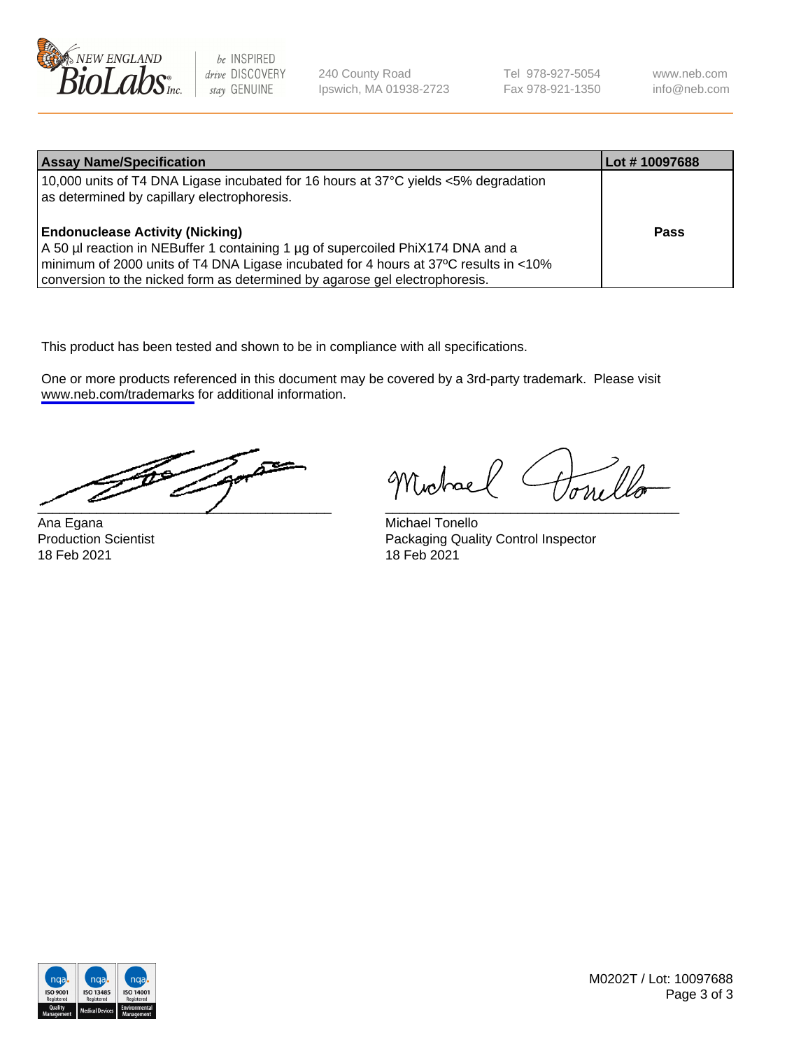| Assay Name/Specification | Lot # 10097688 |
| --- | --- |
| 10,000 units of T4 DNA Ligase incubated for 16 hours at 37°C yields <5% degradation as determined by capillary electrophoresis. | |
| **Endonuclease Activity (Nicking)**<br>A 50 µl reaction in NEBuffer 1 containing 1 µg of supercoiled PhiX174 DNA and a minimum of 2000 units of T4 DNA Ligase incubated for 4 hours at 37ºC results in <10% conversion to the nicked form as determined by agarose gel electrophoresis. | **Pass** |

This product has been tested and shown to be in compliance with all specifications.

One or more products referenced in this document may be covered by a 3rd-party trademark. Please visit www.neb.com/trademarks for additional information.

Ana Egana
Production Scientist
18 Feb 2021

Michael Tonello
Packaging Quality Control Inspector
18 Feb 2021

M0202T / Lot: 10097688